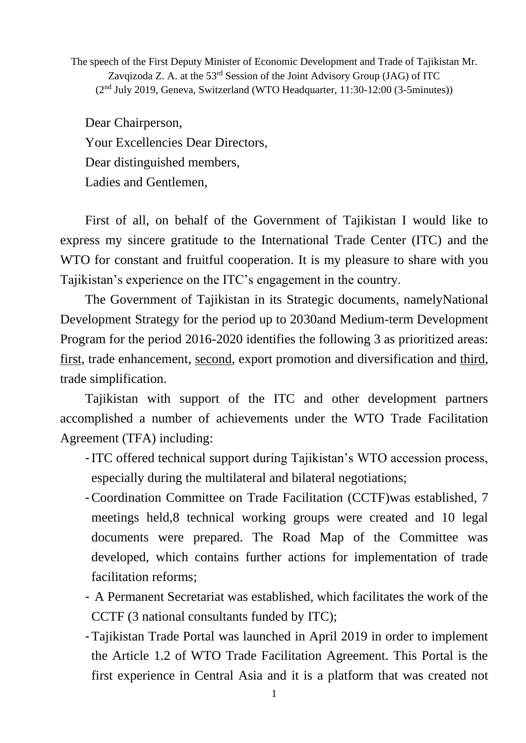The speech of the First Deputy Minister of Economic Development and Trade of Tajikistan Mr. Zavqizoda Z. A. at the 53rd Session of the Joint Advisory Group (JAG) of ITC (2nd July 2019, Geneva, Switzerland (WTO Headquarter, 11:30-12:00 (3-5minutes))

Dear Chairperson,
Your Excellencies Dear Directors,
Dear distinguished members,
Ladies and Gentlemen,

First of all, on behalf of the Government of Tajikistan I would like to express my sincere gratitude to the International Trade Center (ITC) and the WTO for constant and fruitful cooperation. It is my pleasure to share with you Tajikistan's experience on the ITC's engagement in the country.

The Government of Tajikistan in its Strategic documents, namelyNational Development Strategy for the period up to 2030and Medium-term Development Program for the period 2016-2020 identifies the following 3 as prioritized areas: <u>first</u>, trade enhancement, <u>second</u>, export promotion and diversification and <u>third</u>, trade simplification.

Tajikistan with support of the ITC and other development partners accomplished a number of achievements under the WTO Trade Facilitation Agreement (TFA) including:

- ITC offered technical support during Tajikistan's WTO accession process, especially during the multilateral and bilateral negotiations;
- Coordination Committee on Trade Facilitation (CCTF)was established, 7 meetings held,8 technical working groups were created and 10 legal documents were prepared. The Road Map of the Committee was developed, which contains further actions for implementation of trade facilitation reforms;
- A Permanent Secretariat was established, which facilitates the work of the CCTF (3 national consultants funded by ITC);
- Tajikistan Trade Portal was launched in April 2019 in order to implement the Article 1.2 of WTO Trade Facilitation Agreement. This Portal is the first experience in Central Asia and it is a platform that was created not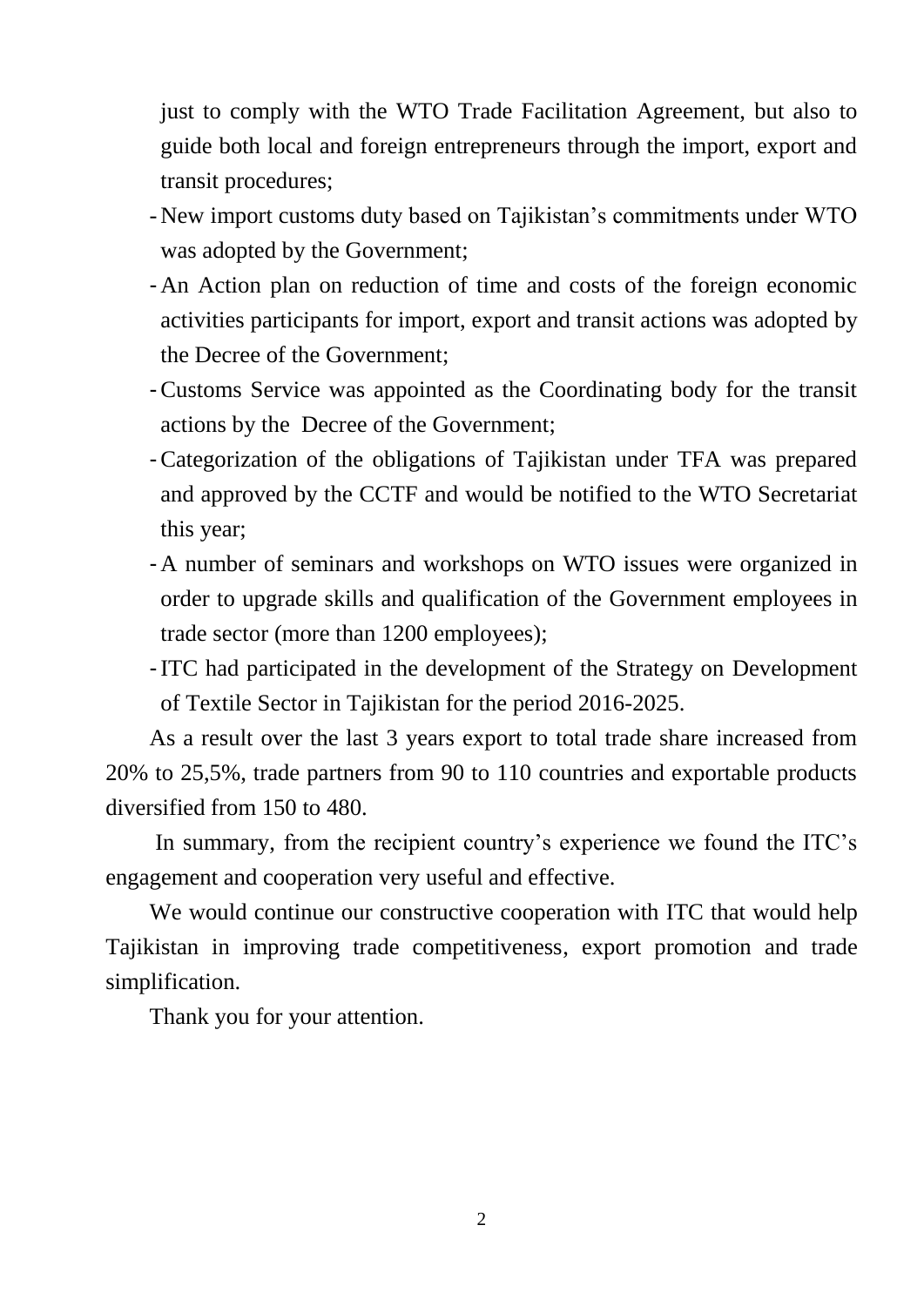just to comply with the WTO Trade Facilitation Agreement, but also to guide both local and foreign entrepreneurs through the import, export and transit procedures;

- New import customs duty based on Tajikistan's commitments under WTO was adopted by the Government;
- An Action plan on reduction of time and costs of the foreign economic activities participants for import, export and transit actions was adopted by the Decree of the Government;
- Customs Service was appointed as the Coordinating body for the transit actions by the Decree of the Government;
- Categorization of the obligations of Tajikistan under TFA was prepared and approved by the CCTF and would be notified to the WTO Secretariat this year;
- A number of seminars and workshops on WTO issues were organized in order to upgrade skills and qualification of the Government employees in trade sector (more than 1200 employees);
- ITC had participated in the development of the Strategy on Development of Textile Sector in Tajikistan for the period 2016-2025.

As a result over the last 3 years export to total trade share increased from 20% to 25,5%, trade partners from 90 to 110 countries and exportable products diversified from 150 to 480.

In summary, from the recipient country's experience we found the ITC's engagement and cooperation very useful and effective.

We would continue our constructive cooperation with ITC that would help Tajikistan in improving trade competitiveness, export promotion and trade simplification.

Thank you for your attention.